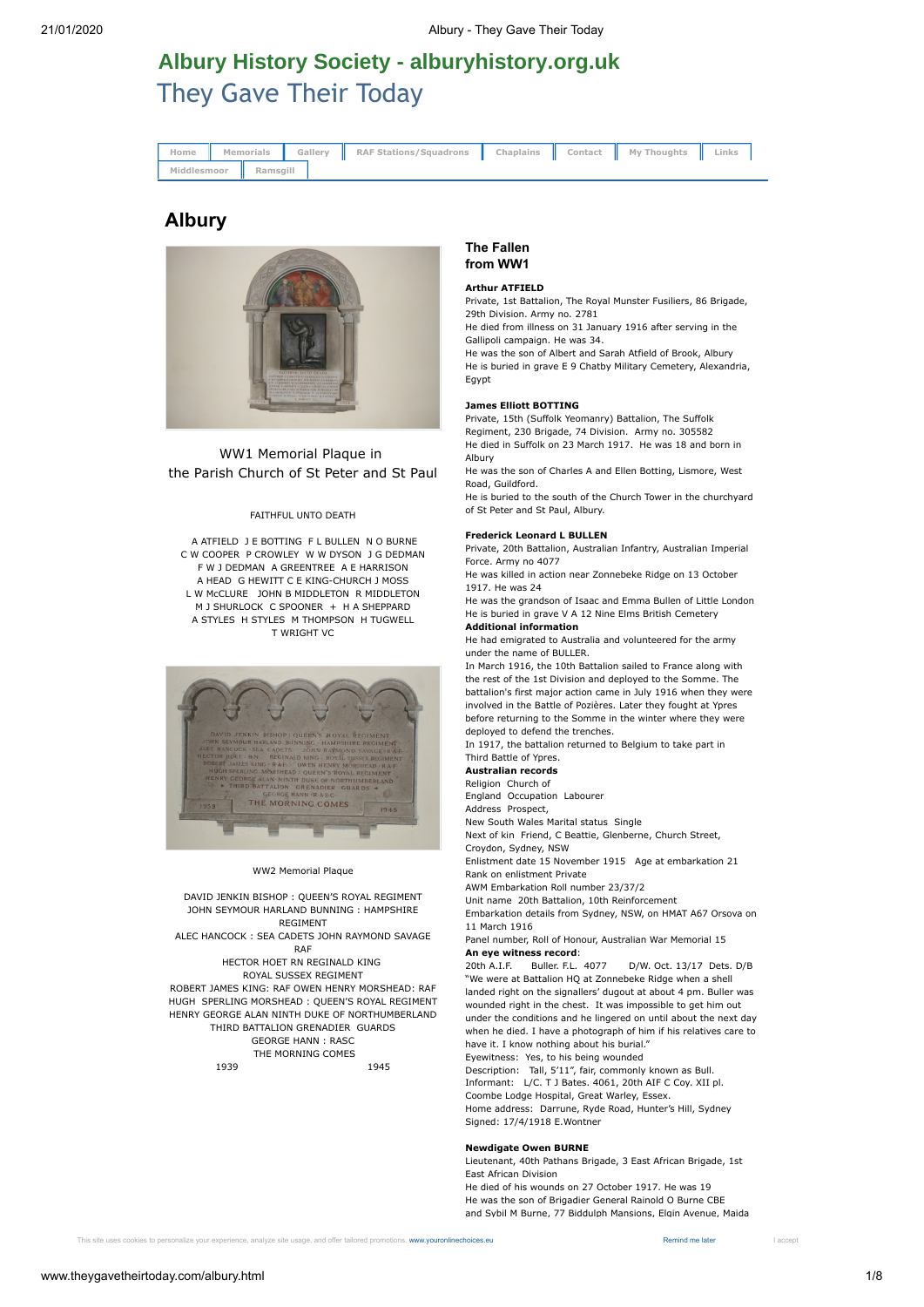# Albury History Society - alburyhistory.org.uk

## They Gave Their Today

Home | Memorials | Gallery | RAF Stations/Squadrons | Chaplains | Contact | My Thoughts | Links | Middlesmoor | Ramsgill

## Albury

WW1 Memorial Plaque in
the Parish Church of St Peter and St Paul

FAITHFUL UNTO DEATH

A ATFIELD J E BOTTING F L BULLEN N O BURNE
C W COOPER P CROWLEY W W DYSON J G DEDMAN
F W J DEDMAN A GREENTREE A E HARRISON
A HEAD G HEWITT C E KING-CHURCH J MOSS
L W McCLURE JOHN B MIDDLETON R MIDDLETON
M J SHURLOCK C SPOONER + H A SHEPPARD
A STYLES H STYLES M THOMPSON H TUGWELL
T WRIGHT VC

WW2 Memorial Plaque

DAVID JENKIN BISHOP : QUEEN'S ROYAL REGIMENT
JOHN SEYMOUR HARLAND BUNNING : HAMPSHIRE REGIMENT
ALEC HANCOCK : SEA CADETS JOHN RAYMOND SAVAGE RAF
HECTOR HOET RN REGINALD KING
ROYAL SUSSEX REGIMENT
ROBERT JAMES KING: RAF OWEN HENRY MORSHEAD: RAF
HUGH SPERLING MORSHEAD : QUEEN'S ROYAL REGIMENT
HENRY GEORGE ALAN NINTH DUKE OF NORTHUMBERLAND
THIRD BATTALION GRENADIER GUARDS
GEORGE HANN : RASC
THE MORNING COMES
1939 1945

### The Fallen from WW1

**Arthur ATFIELD**
Private, 1st Battalion, The Royal Munster Fusiliers, 86 Brigade, 29th Division. Army no. 2781
He died from illness on 31 January 1916 after serving in the Gallipoli campaign. He was 34.
He was the son of Albert and Sarah Atfield of Brook, Albury
He is buried in grave E 9 Chatby Military Cemetery, Alexandria, Egypt

**James Elliott BOTTING**
Private, 15th (Suffolk Yeomanry) Battalion, The Suffolk Regiment, 230 Brigade, 74 Division. Army no. 305582
He died in Suffolk on 23 March 1917. He was 18 and born in Albury
He was the son of Charles A and Ellen Botting, Lismore, West Road, Guildford.
He is buried to the south of the Church Tower in the churchyard of St Peter and St Paul, Albury.

**Frederick Leonard L BULLEN**
Private, 20th Battalion, Australian Infantry, Australian Imperial Force. Army no 4077
He was killed in action near Zonnebeke Ridge on 13 October 1917. He was 24
He was the grandson of Isaac and Emma Bullen of Little London
He is buried in grave V A 12 Nine Elms British Cemetery

**Additional information**
He had emigrated to Australia and volunteered for the army under the name of BULLER.
In March 1916, the 10th Battalion sailed to France along with the rest of the 1st Division and deployed to the Somme. The battalion's first major action came in July 1916 when they were involved in the Battle of Pozières. Later they fought at Ypres before returning to the Somme in the winter where they were deployed to defend the trenches.
In 1917, the battalion returned to Belgium to take part in Third Battle of Ypres.

**Australian records**
Religion Church of England Occupation Labourer
Address Prospect,
New South Wales Marital status Single
Next of kin Friend, C Beattie, Glenberne, Church Street, Croydon, Sydney, NSW
Enlistment date 15 November 1915 Age at embarkation 21
Rank on enlistment Private
AWM Embarkation Roll number 23/37/2
Unit name 20th Battalion, 10th Reinforcement
Embarkation details from Sydney, NSW, on HMAT A67 Orsova on 11 March 1916
Panel number, Roll of Honour, Australian War Memorial 15

**An eye witness record**:
20th A.I.F. Buller. F.L. 4077 D/W. Oct. 13/17 Dets. D/B
"We were at Battalion HQ at Zonnebeke Ridge when a shell landed right on the signallers' dugout at about 4 pm. Buller was wounded right in the chest. It was impossible to get him out under the conditions and he lingered on until about the next day when he died. I have a photograph of him if his relatives care to have it. I know nothing about his burial."
Eyewitness: Yes, to his being wounded
Description: Tall, 5'11", fair, commonly known as Bull.
Informant: L/C. T J Bates. 4061, 20th AIF C Coy. XII pl. Coombe Lodge Hospital, Great Warley, Essex.
Home address: Darrune, Ryde Road, Hunter's Hill, Sydney
Signed: 17/4/1918 E.Wontner

**Newdigate Owen BURNE**
Lieutenant, 40th Pathans Brigade, 3 East African Brigade, 1st East African Division
He died of his wounds on 27 October 1917. He was 19
He was the son of Brigadier General Rainold O Burne CBE and Sybil M Burne, 77 Biddulph Mansions, Elgin Avenue, Maida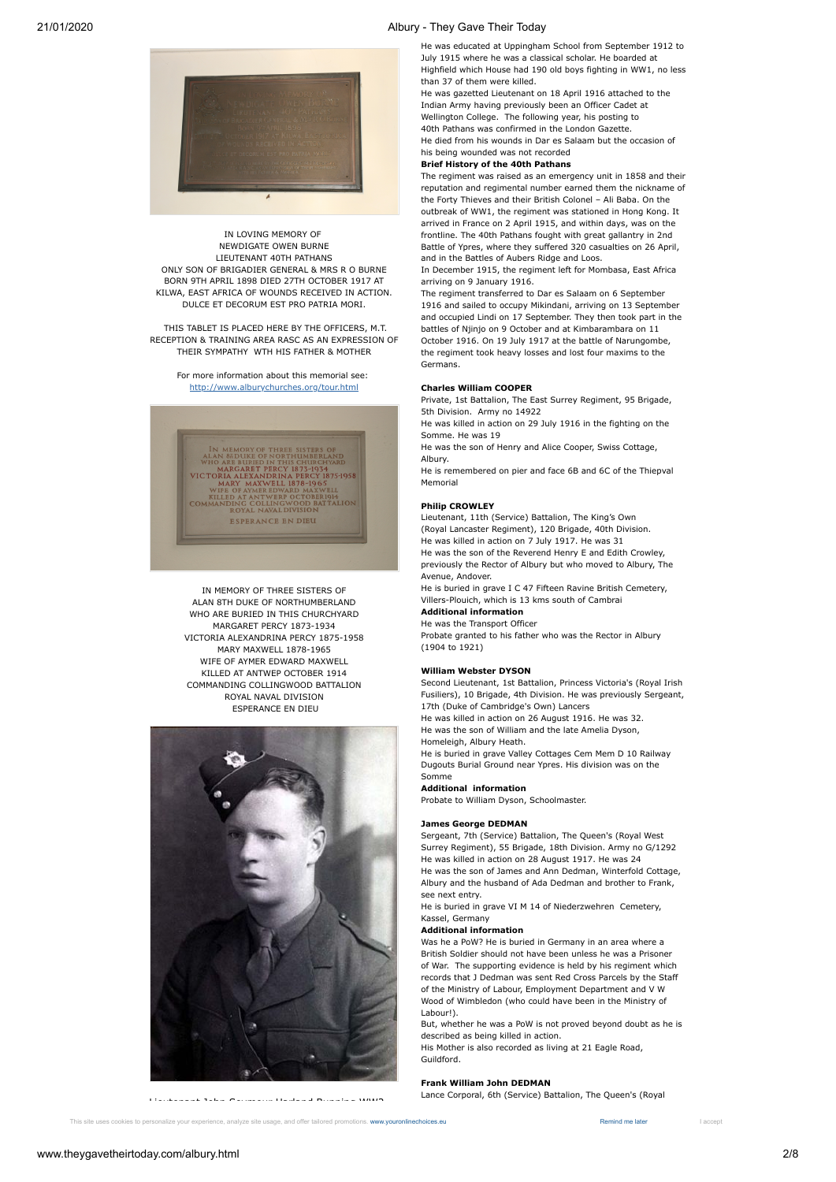IN LOVING MEMORY OF
NEWDIGATE OWEN BURNE
LIEUTENANT 40TH PATHANS
ONLY SON OF BRIGADIER GENERAL & MRS R O BURNE
BORN 9TH APRIL 1898 DIED 27TH OCTOBER 1917 AT
KILWA, EAST AFRICA OF WOUNDS RECEIVED IN ACTION.
DULCE ET DECORUM EST PRO PATRIA MORI.

THIS TABLET IS PLACED HERE BY THE OFFICERS, M.T.
RECEPTION & TRAINING AREA RASC AS AN EXPRESSION OF
THEIR SYMPATHY WTH HIS FATHER & MOTHER

For more information about this memorial see:
http://www.alburychurches.org/tour.html

IN MEMORY OF THREE SISTERS OF
ALAN 8TH DUKE OF NORTHUMBERLAND
WHO ARE BURIED IN THIS CHURCHYARD
MARGARET PERCY 1873-1934
VICTORIA ALEXANDRINA PERCY 1875-1958
MARY MAXWELL 1878-1965
WIFE OF AYMER EDWARD MAXWELL
KILLED AT ANTWEP OCTOBER 1914
COMMANDING COLLINGWOOD BATTALION
ROYAL NAVAL DIVISION
ESPERANCE EN DIEU

Lieutenant John Seymour Harland Bunning WW2

He was educated at Uppingham School from September 1912 to July 1915 where he was a classical scholar. He boarded at Highfield which House had 190 old boys fighting in WW1, no less than 37 of them were killed.
He was gazetted Lieutenant on 18 April 1916 attached to the Indian Army having previously been an Officer Cadet at Wellington College. The following year, his posting to 40th Pathans was confirmed in the London Gazette.
He died from his wounds in Dar es Salaam but the occasion of his being wounded was not recorded

**Brief History of the 40th Pathans**

The regiment was raised as an emergency unit in 1858 and their reputation and regimental number earned them the nickname of the Forty Thieves and their British Colonel – Ali Baba. On the outbreak of WW1, the regiment was stationed in Hong Kong. It arrived in France on 2 April 1915, and within days, was on the frontline. The 40th Pathans fought with great gallantry in 2nd Battle of Ypres, where they suffered 320 casualties on 26 April, and in the Battles of Aubers Ridge and Loos.
In December 1915, the regiment left for Mombasa, East Africa arriving on 9 January 1916.
The regiment transferred to Dar es Salaam on 6 September 1916 and sailed to occupy Mikindani, arriving on 13 September and occupied Lindi on 17 September. They then took part in the battles of Njinjo on 9 October and at Kimbarambara on 11 October 1916. On 19 July 1917 at the battle of Narungombe, the regiment took heavy losses and lost four maxims to the Germans.

**Charles William COOPER**

Private, 1st Battalion, The East Surrey Regiment, 95 Brigade, 5th Division. Army no 14922
He was killed in action on 29 July 1916 in the fighting on the Somme. He was 19
He was the son of Henry and Alice Cooper, Swiss Cottage, Albury.
He is remembered on pier and face 6B and 6C of the Thiepval Memorial

**Philip CROWLEY**

Lieutenant, 11th (Service) Battalion, The King's Own (Royal Lancaster Regiment), 120 Brigade, 40th Division.
He was killed in action on 7 July 1917. He was 31
He was the son of the Reverend Henry E and Edith Crowley, previously the Rector of Albury but who moved to Albury, The Avenue, Andover.
He is buried in grave I C 47 Fifteen Ravine British Cemetery, Villers-Plouich, which is 13 kms south of Cambrai

**Additional information**

He was the Transport Officer
Probate granted to his father who was the Rector in Albury (1904 to 1921)

**William Webster DYSON**

Second Lieutenant, 1st Battalion, Princess Victoria's (Royal Irish Fusiliers), 10 Brigade, 4th Division. He was previously Sergeant, 17th (Duke of Cambridge's Own) Lancers
He was killed in action on 26 August 1916. He was 32.
He was the son of William and the late Amelia Dyson, Homeleigh, Albury Heath.
He is buried in grave Valley Cottages Cem Mem D 10 Railway Dugouts Burial Ground near Ypres. His division was on the Somme

**Additional information**

Probate to William Dyson, Schoolmaster.

**James George DEDMAN**

Sergeant, 7th (Service) Battalion, The Queen's (Royal West Surrey Regiment), 55 Brigade, 18th Division. Army no G/1292
He was killed in action on 28 August 1917. He was 24
He was the son of James and Ann Dedman, Winterfold Cottage, Albury and the husband of Ada Dedman and brother to Frank, see next entry.
He is buried in grave VI M 14 of Niederzwehren Cemetery, Kassel, Germany

**Additional information**

Was he a PoW? He is buried in Germany in an area where a British Soldier should not have been unless he was a Prisoner of War. The supporting evidence is held by his regiment which records that J Dedman was sent Red Cross Parcels by the Staff of the Ministry of Labour, Employment Department and V W Wood of Wimbledon (who could have been in the Ministry of Labour!).
But, whether he was a PoW is not proved beyond doubt as he is described as being killed in action.
His Mother is also recorded as living at 21 Eagle Road, Guildford.

**Frank William John DEDMAN**

Lance Corporal, 6th (Service) Battalion, The Queen's (Royal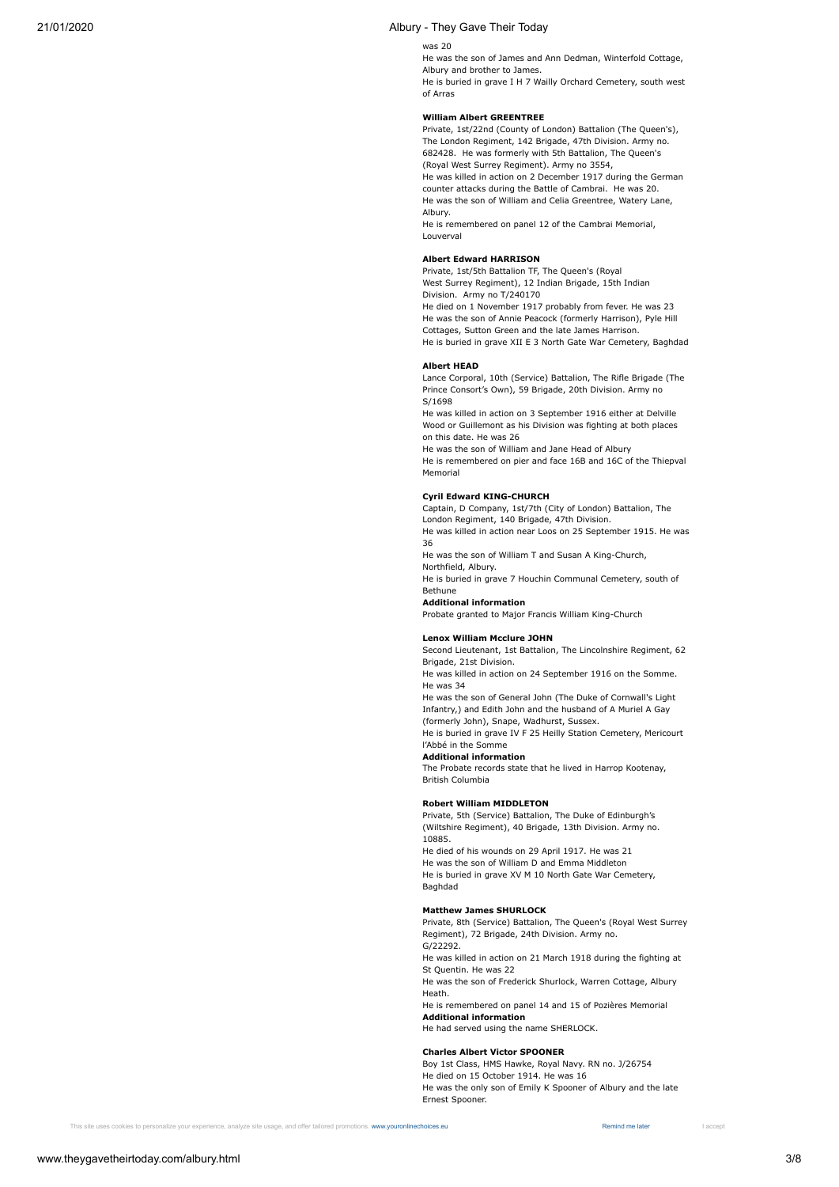was 20

He was the son of James and Ann Dedman, Winterfold Cottage, Albury and brother to James.

He is buried in grave I H 7 Wailly Orchard Cemetery, south west of Arras

**William Albert GREENTREE**

Private, 1st/22nd (County of London) Battalion (The Queen's), The London Regiment, 142 Brigade, 47th Division. Army no. 682428. He was formerly with 5th Battalion, The Queen's (Royal West Surrey Regiment). Army no 3554,

He was killed in action on 2 December 1917 during the German counter attacks during the Battle of Cambrai. He was 20.

He was the son of William and Celia Greentree, Watery Lane, Albury.

He is remembered on panel 12 of the Cambrai Memorial, Louverval

**Albert Edward HARRISON**

Private, 1st/5th Battalion TF, The Queen's (Royal West Surrey Regiment), 12 Indian Brigade, 15th Indian Division. Army no T/240170

He died on 1 November 1917 probably from fever. He was 23

He was the son of Annie Peacock (formerly Harrison), Pyle Hill Cottages, Sutton Green and the late James Harrison.

He is buried in grave XII E 3 North Gate War Cemetery, Baghdad

**Albert HEAD**

Lance Corporal, 10th (Service) Battalion, The Rifle Brigade (The Prince Consort's Own), 59 Brigade, 20th Division. Army no S/1698

He was killed in action on 3 September 1916 either at Delville Wood or Guillemont as his Division was fighting at both places on this date. He was 26

He was the son of William and Jane Head of Albury

He is remembered on pier and face 16B and 16C of the Thiepval Memorial

**Cyril Edward KING-CHURCH**

Captain, D Company, 1st/7th (City of London) Battalion, The London Regiment, 140 Brigade, 47th Division.

He was killed in action near Loos on 25 September 1915. He was 36

He was the son of William T and Susan A King-Church, Northfield, Albury.

He is buried in grave 7 Houchin Communal Cemetery, south of Bethune

**Additional information**

Probate granted to Major Francis William King-Church

**Lenox William Mcclure JOHN**

Second Lieutenant, 1st Battalion, The Lincolnshire Regiment, 62 Brigade, 21st Division.

He was killed in action on 24 September 1916 on the Somme. He was 34

He was the son of General John (The Duke of Cornwall's Light Infantry,) and Edith John and the husband of A Muriel A Gay (formerly John), Snape, Wadhurst, Sussex.

He is buried in grave IV F 25 Heilly Station Cemetery, Mericourt l'Abbé in the Somme

**Additional information**

The Probate records state that he lived in Harrop Kootenay, British Columbia

**Robert William MIDDLETON**

Private, 5th (Service) Battalion, The Duke of Edinburgh's (Wiltshire Regiment), 40 Brigade, 13th Division. Army no. 10885.

He died of his wounds on 29 April 1917. He was 21

He was the son of William D and Emma Middleton

He is buried in grave XV M 10 North Gate War Cemetery, Baghdad

**Matthew James SHURLOCK**

Private, 8th (Service) Battalion, The Queen's (Royal West Surrey Regiment), 72 Brigade, 24th Division. Army no. G/22292.

He was killed in action on 21 March 1918 during the fighting at St Quentin. He was 22

He was the son of Frederick Shurlock, Warren Cottage, Albury Heath.

He is remembered on panel 14 and 15 of Pozières Memorial

**Additional information**

He had served using the name SHERLOCK.

**Charles Albert Victor SPOONER**

Boy 1st Class, HMS Hawke, Royal Navy. RN no. J/26754

He died on 15 October 1914. He was 16

He was the only son of Emily K Spooner of Albury and the late Ernest Spooner.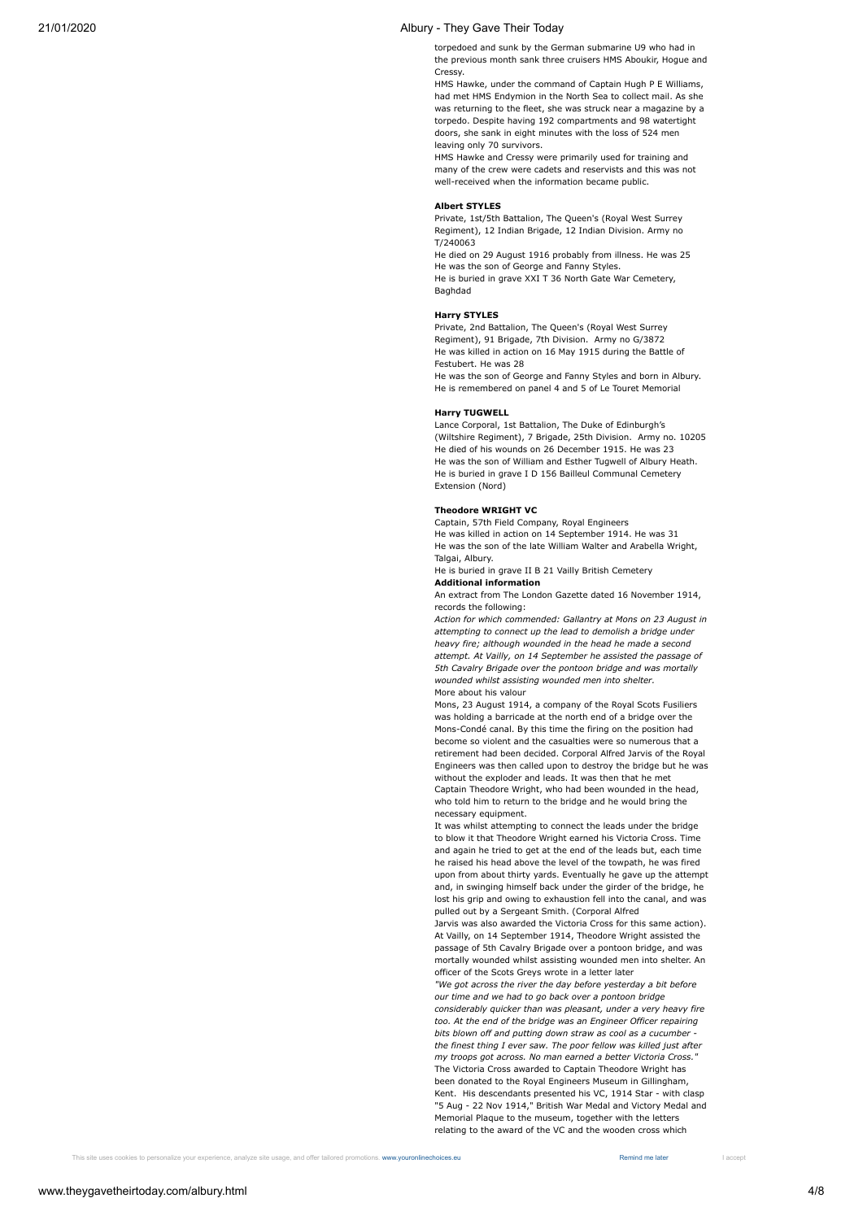torpedoed and sunk by the German submarine U9 who had in the previous month sank three cruisers HMS Aboukir, Hogue and Cressy.

HMS Hawke, under the command of Captain Hugh P E Williams, had met HMS Endymion in the North Sea to collect mail. As she was returning to the fleet, she was struck near a magazine by a torpedo. Despite having 192 compartments and 98 watertight doors, she sank in eight minutes with the loss of 524 men leaving only 70 survivors.

HMS Hawke and Cressy were primarily used for training and many of the crew were cadets and reservists and this was not well-received when the information became public.

**Albert STYLES**

Private, 1st/5th Battalion, The Queen's (Royal West Surrey Regiment), 12 Indian Brigade, 12 Indian Division. Army no T/240063

He died on 29 August 1916 probably from illness. He was 25

He was the son of George and Fanny Styles.

He is buried in grave XXI T 36 North Gate War Cemetery, Baghdad

**Harry STYLES**

Private, 2nd Battalion, The Queen's (Royal West Surrey Regiment), 91 Brigade, 7th Division. Army no G/3872

He was killed in action on 16 May 1915 during the Battle of Festubert. He was 28

He was the son of George and Fanny Styles and born in Albury.

He is remembered on panel 4 and 5 of Le Touret Memorial

**Harry TUGWELL**

Lance Corporal, 1st Battalion, The Duke of Edinburgh's (Wiltshire Regiment), 7 Brigade, 25th Division. Army no. 10205

He died of his wounds on 26 December 1915. He was 23

He was the son of William and Esther Tugwell of Albury Heath.

He is buried in grave I D 156 Bailleul Communal Cemetery Extension (Nord)

**Theodore WRIGHT VC**

Captain, 57th Field Company, Royal Engineers

He was killed in action on 14 September 1914. He was 31

He was the son of the late William Walter and Arabella Wright, Talgai, Albury.

He is buried in grave II B 21 Vailly British Cemetery

**Additional information**

An extract from The London Gazette dated 16 November 1914, records the following:

*Action for which commended: Gallantry at Mons on 23 August in attempting to connect up the lead to demolish a bridge under heavy fire; although wounded in the head he made a second attempt. At Vailly, on 14 September he assisted the passage of 5th Cavalry Brigade over the pontoon bridge and was mortally wounded whilst assisting wounded men into shelter.*

More about his valour

Mons, 23 August 1914, a company of the Royal Scots Fusiliers was holding a barricade at the north end of a bridge over the Mons-Condé canal. By this time the firing on the position had become so violent and the casualties were so numerous that a retirement had been decided. Corporal Alfred Jarvis of the Royal Engineers was then called upon to destroy the bridge but he was without the exploder and leads. It was then that he met Captain Theodore Wright, who had been wounded in the head, who told him to return to the bridge and he would bring the necessary equipment.

It was whilst attempting to connect the leads under the bridge to blow it that Theodore Wright earned his Victoria Cross. Time and again he tried to get at the end of the leads but, each time he raised his head above the level of the towpath, he was fired upon from about thirty yards. Eventually he gave up the attempt and, in swinging himself back under the girder of the bridge, he lost his grip and owing to exhaustion fell into the canal, and was pulled out by a Sergeant Smith. (Corporal Alfred Jarvis was also awarded the Victoria Cross for this same action).

At Vailly, on 14 September 1914, Theodore Wright assisted the passage of 5th Cavalry Brigade over a pontoon bridge, and was mortally wounded whilst assisting wounded men into shelter. An officer of the Scots Greys wrote in a letter later

*"We got across the river the day before yesterday a bit before our time and we had to go back over a pontoon bridge considerably quicker than was pleasant, under a very heavy fire too. At the end of the bridge was an Engineer Officer repairing bits blown off and putting down straw as cool as a cucumber - the finest thing I ever saw. The poor fellow was killed just after my troops got across. No man earned a better Victoria Cross."*

The Victoria Cross awarded to Captain Theodore Wright has been donated to the Royal Engineers Museum in Gillingham, Kent. His descendants presented his VC, 1914 Star - with clasp "5 Aug - 22 Nov 1914," British War Medal and Victory Medal and Memorial Plaque to the museum, together with the letters relating to the award of the VC and the wooden cross which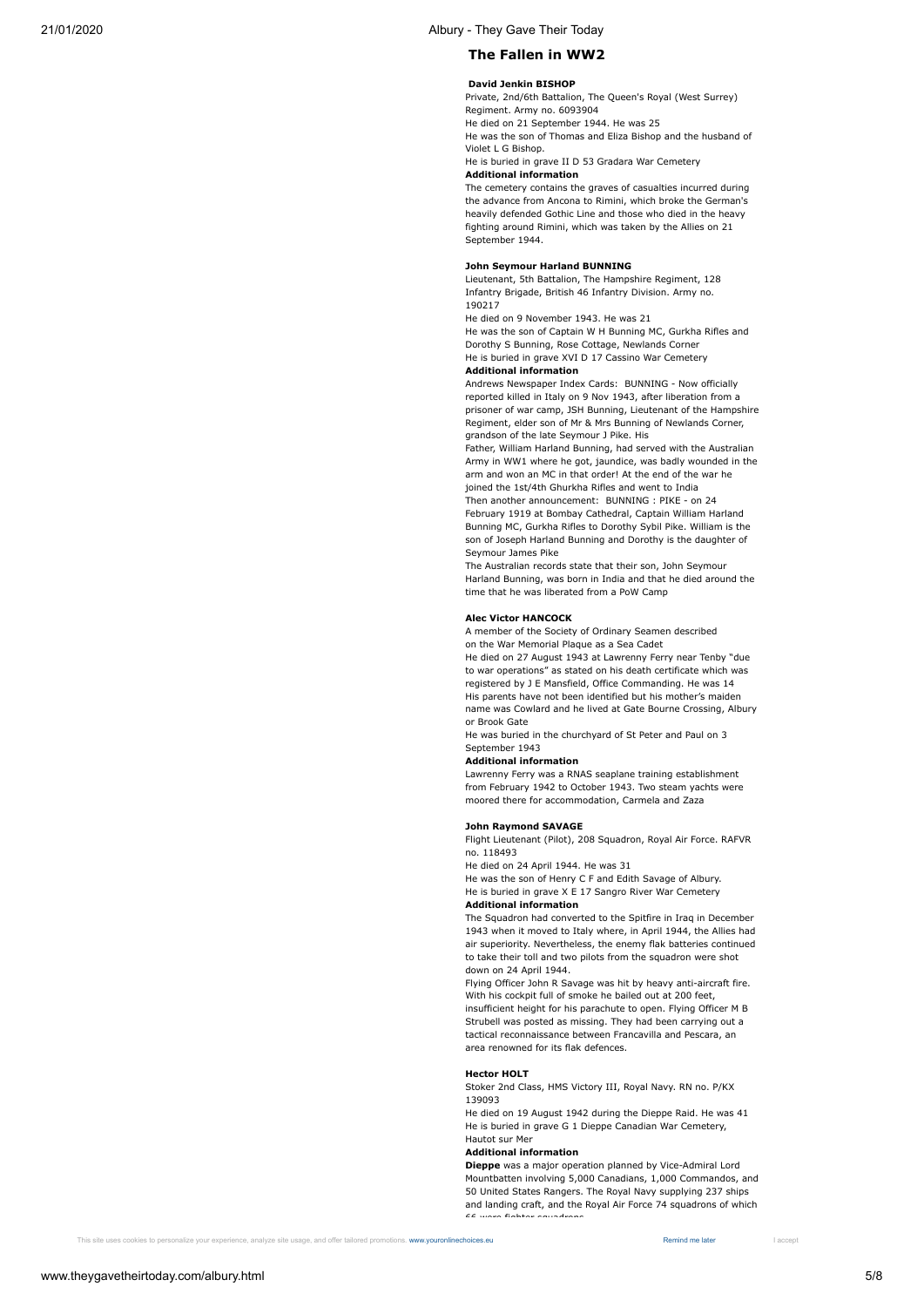## The Fallen in WW2

**David Jenkin BISHOP**

Private, 2nd/6th Battalion, The Queen's Royal (West Surrey) Regiment. Army no. 6093904

He died on 21 September 1944. He was 25

He was the son of Thomas and Eliza Bishop and the husband of Violet L G Bishop.

He is buried in grave II D 53 Gradara War Cemetery

**Additional information**

The cemetery contains the graves of casualties incurred during the advance from Ancona to Rimini, which broke the German's heavily defended Gothic Line and those who died in the heavy fighting around Rimini, which was taken by the Allies on 21 September 1944.

**John Seymour Harland BUNNING**

Lieutenant, 5th Battalion, The Hampshire Regiment, 128 Infantry Brigade, British 46 Infantry Division. Army no. 190217

He died on 9 November 1943. He was 21

He was the son of Captain W H Bunning MC, Gurkha Rifles and Dorothy S Bunning, Rose Cottage, Newlands Corner

He is buried in grave XVI D 17 Cassino War Cemetery

**Additional information**

Andrews Newspaper Index Cards: BUNNING - Now officially reported killed in Italy on 9 Nov 1943, after liberation from a prisoner of war camp, JSH Bunning, Lieutenant of the Hampshire Regiment, elder son of Mr & Mrs Bunning of Newlands Corner, grandson of the late Seymour J Pike. His

Father, William Harland Bunning, had served with the Australian Army in WW1 where he got, jaundice, was badly wounded in the arm and won an MC in that order! At the end of the war he joined the 1st/4th Ghurkha Rifles and went to India

Then another announcement: BUNNING : PIKE - on 24 February 1919 at Bombay Cathedral, Captain William Harland Bunning MC, Gurkha Rifles to Dorothy Sybil Pike. William is the son of Joseph Harland Bunning and Dorothy is the daughter of Seymour James Pike

The Australian records state that their son, John Seymour Harland Bunning, was born in India and that he died around the time that he was liberated from a PoW Camp

**Alec Victor HANCOCK**

A member of the Society of Ordinary Seamen described on the War Memorial Plaque as a Sea Cadet

He died on 27 August 1943 at Lawrenny Ferry near Tenby "due to war operations" as stated on his death certificate which was registered by J E Mansfield, Office Commanding. He was 14

His parents have not been identified but his mother's maiden name was Cowlard and he lived at Gate Bourne Crossing, Albury or Brook Gate

He was buried in the churchyard of St Peter and Paul on 3 September 1943

**Additional information**

Lawrenny Ferry was a RNAS seaplane training establishment from February 1942 to October 1943. Two steam yachts were moored there for accommodation, Carmela and Zaza

**John Raymond SAVAGE**

Flight Lieutenant (Pilot), 208 Squadron, Royal Air Force. RAFVR no. 118493

He died on 24 April 1944. He was 31

He was the son of Henry C F and Edith Savage of Albury.

He is buried in grave X E 17 Sangro River War Cemetery

**Additional information**

The Squadron had converted to the Spitfire in Iraq in December 1943 when it moved to Italy where, in April 1944, the Allies had air superiority. Nevertheless, the enemy flak batteries continued to take their toll and two pilots from the squadron were shot down on 24 April 1944.

Flying Officer John R Savage was hit by heavy anti-aircraft fire. With his cockpit full of smoke he bailed out at 200 feet, insufficient height for his parachute to open. Flying Officer M B Strubell was posted as missing. They had been carrying out a tactical reconnaissance between Francavilla and Pescara, an area renowned for its flak defences.

**Hector HOLT**

Stoker 2nd Class, HMS Victory III, Royal Navy. RN no. P/KX 139093

He died on 19 August 1942 during the Dieppe Raid. He was 41

He is buried in grave G 1 Dieppe Canadian War Cemetery, Hautot sur Mer

**Additional information**

**Dieppe** was a major operation planned by Vice-Admiral Lord Mountbatten involving 5,000 Canadians, 1,000 Commandos, and 50 United States Rangers. The Royal Navy supplying 237 ships and landing craft, and the Royal Air Force 74 squadrons of which 66 were fighter squadrons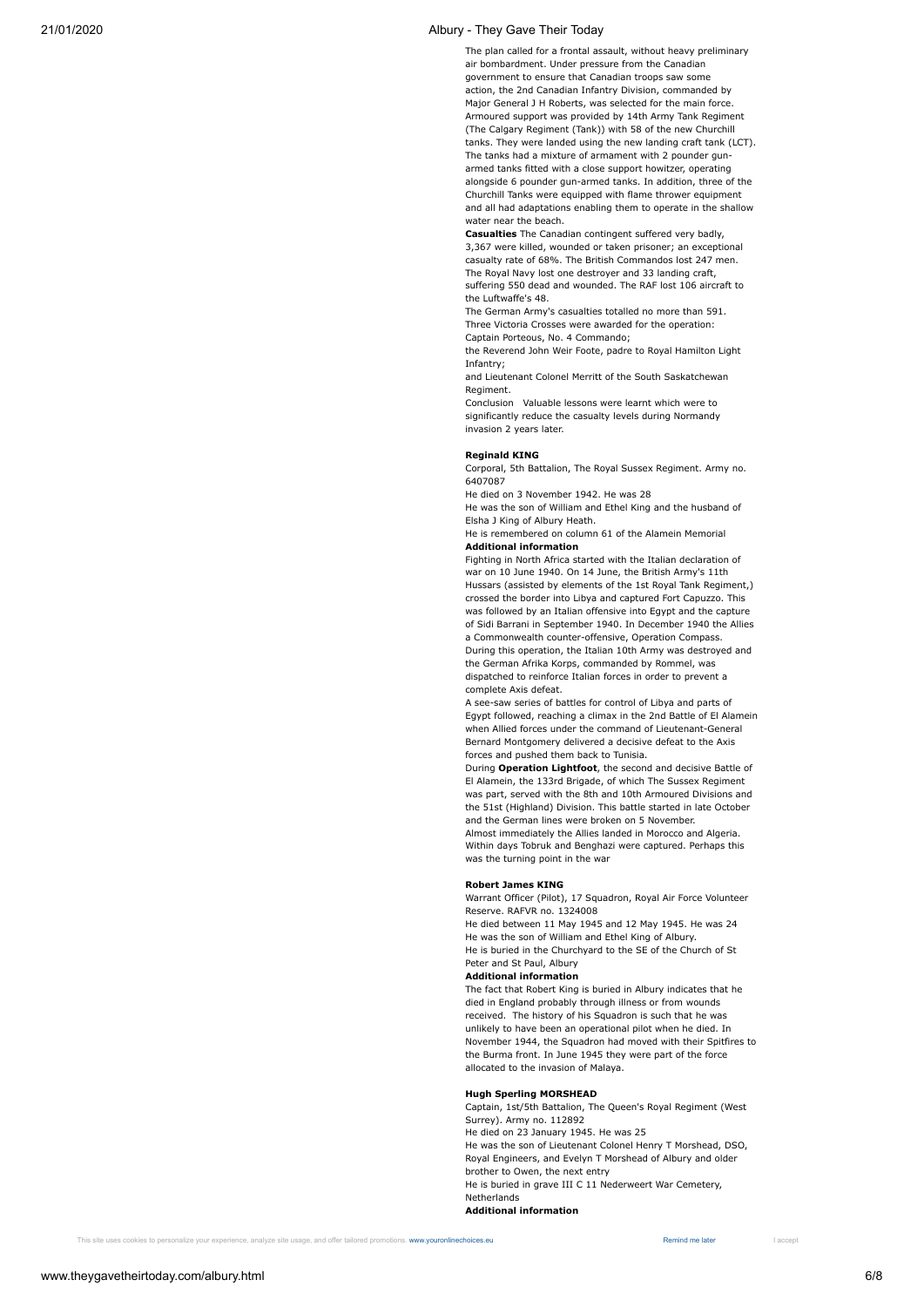The plan called for a frontal assault, without heavy preliminary air bombardment. Under pressure from the Canadian government to ensure that Canadian troops saw some action, the 2nd Canadian Infantry Division, commanded by Major General J H Roberts, was selected for the main force. Armoured support was provided by 14th Army Tank Regiment (The Calgary Regiment (Tank)) with 58 of the new Churchill tanks. They were landed using the new landing craft tank (LCT). The tanks had a mixture of armament with 2 pounder gun-armed tanks fitted with a close support howitzer, operating alongside 6 pounder gun-armed tanks. In addition, three of the Churchill Tanks were equipped with flame thrower equipment and all had adaptations enabling them to operate in the shallow water near the beach.

**Casualties** The Canadian contingent suffered very badly, 3,367 were killed, wounded or taken prisoner; an exceptional casualty rate of 68%. The British Commandos lost 247 men. The Royal Navy lost one destroyer and 33 landing craft, suffering 550 dead and wounded. The RAF lost 106 aircraft to the Luftwaffe's 48.

The German Army's casualties totalled no more than 591.

Three Victoria Crosses were awarded for the operation:

Captain Porteous, No. 4 Commando;

the Reverend John Weir Foote, padre to Royal Hamilton Light Infantry;

and Lieutenant Colonel Merritt of the South Saskatchewan Regiment.

Conclusion Valuable lessons were learnt which were to significantly reduce the casualty levels during Normandy invasion 2 years later.

**Reginald KING**

Corporal, 5th Battalion, The Royal Sussex Regiment. Army no. 6407087

He died on 3 November 1942. He was 28

He was the son of William and Ethel King and the husband of Elsha J King of Albury Heath.

He is remembered on column 61 of the Alamein Memorial

**Additional information**

Fighting in North Africa started with the Italian declaration of war on 10 June 1940. On 14 June, the British Army's 11th Hussars (assisted by elements of the 1st Royal Tank Regiment,) crossed the border into Libya and captured Fort Capuzzo. This was followed by an Italian offensive into Egypt and the capture of Sidi Barrani in September 1940. In December 1940 the Allies a Commonwealth counter-offensive, Operation Compass. During this operation, the Italian 10th Army was destroyed and the German Afrika Korps, commanded by Rommel, was dispatched to reinforce Italian forces in order to prevent a complete Axis defeat.

A see-saw series of battles for control of Libya and parts of Egypt followed, reaching a climax in the 2nd Battle of El Alamein when Allied forces under the command of Lieutenant-General Bernard Montgomery delivered a decisive defeat to the Axis forces and pushed them back to Tunisia.

During **Operation Lightfoot**, the second and decisive Battle of El Alamein, the 133rd Brigade, of which The Sussex Regiment was part, served with the 8th and 10th Armoured Divisions and the 51st (Highland) Division. This battle started in late October and the German lines were broken on 5 November.

Almost immediately the Allies landed in Morocco and Algeria. Within days Tobruk and Benghazi were captured. Perhaps this was the turning point in the war

**Robert James KING**

Warrant Officer (Pilot), 17 Squadron, Royal Air Force Volunteer Reserve. RAFVR no. 1324008

He died between 11 May 1945 and 12 May 1945. He was 24

He was the son of William and Ethel King of Albury.

He is buried in the Churchyard to the SE of the Church of St Peter and St Paul, Albury

**Additional information**

The fact that Robert King is buried in Albury indicates that he died in England probably through illness or from wounds received. The history of his Squadron is such that he was unlikely to have been an operational pilot when he died. In November 1944, the Squadron had moved with their Spitfires to the Burma front. In June 1945 they were part of the force allocated to the invasion of Malaya.

**Hugh Sperling MORSHEAD**

Captain, 1st/5th Battalion, The Queen's Royal Regiment (West Surrey). Army no. 112892

He died on 23 January 1945. He was 25

He was the son of Lieutenant Colonel Henry T Morshead, DSO, Royal Engineers, and Evelyn T Morshead of Albury and older brother to Owen, the next entry

He is buried in grave III C 11 Nederweert War Cemetery, Netherlands

**Additional information**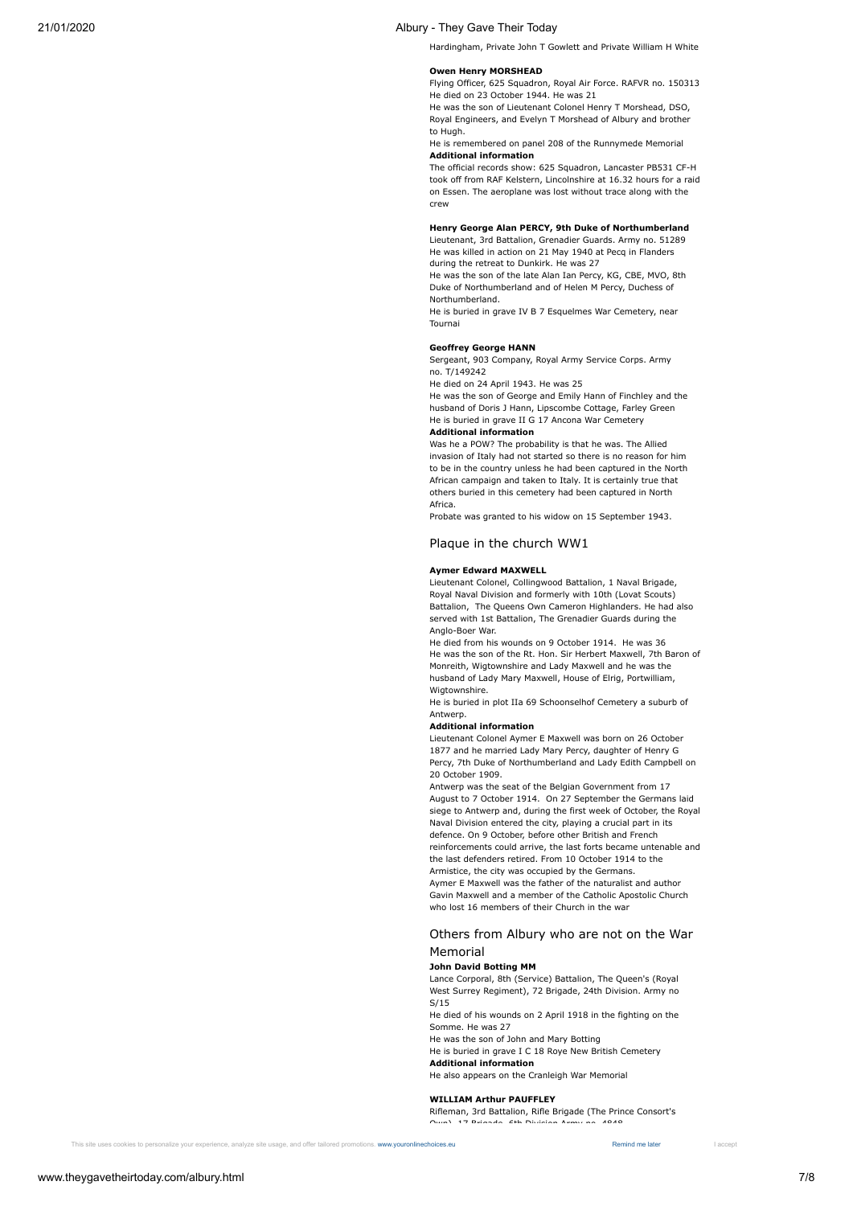Hardingham, Private John T Gowlett and Private William H White

**Owen Henry MORSHEAD**

Flying Officer, 625 Squadron, Royal Air Force. RAFVR no. 150313
He died on 23 October 1944. He was 21
He was the son of Lieutenant Colonel Henry T Morshead, DSO, Royal Engineers, and Evelyn T Morshead of Albury and brother to Hugh.
He is remembered on panel 208 of the Runnymede Memorial

**Additional information**

The official records show: 625 Squadron, Lancaster PB531 CF-H took off from RAF Kelstern, Lincolnshire at 16.32 hours for a raid on Essen. The aeroplane was lost without trace along with the crew

**Henry George Alan PERCY, 9th Duke of Northumberland**

Lieutenant, 3rd Battalion, Grenadier Guards. Army no. 51289
He was killed in action on 21 May 1940 at Pecq in Flanders during the retreat to Dunkirk. He was 27
He was the son of the late Alan Ian Percy, KG, CBE, MVO, 8th Duke of Northumberland and of Helen M Percy, Duchess of Northumberland.
He is buried in grave IV B 7 Esquelmes War Cemetery, near Tournai

**Geoffrey George HANN**

Sergeant, 903 Company, Royal Army Service Corps. Army no. T/149242
He died on 24 April 1943. He was 25
He was the son of George and Emily Hann of Finchley and the husband of Doris J Hann, Lipscombe Cottage, Farley Green
He is buried in grave II G 17 Ancona War Cemetery

**Additional information**

Was he a POW? The probability is that he was. The Allied invasion of Italy had not started so there is no reason for him to be in the country unless he had been captured in the North African campaign and taken to Italy. It is certainly true that others buried in this cemetery had been captured in North Africa.
Probate was granted to his widow on 15 September 1943.

## Plaque in the church WW1

**Aymer Edward MAXWELL**

Lieutenant Colonel, Collingwood Battalion, 1 Naval Brigade, Royal Naval Division and formerly with 10th (Lovat Scouts) Battalion, The Queens Own Cameron Highlanders. He had also served with 1st Battalion, The Grenadier Guards during the Anglo-Boer War.
He died from his wounds on 9 October 1914. He was 36
He was the son of the Rt. Hon. Sir Herbert Maxwell, 7th Baron of Monreith, Wigtownshire and Lady Maxwell and he was the husband of Lady Mary Maxwell, House of Elrig, Portwilliam, Wigtownshire.
He is buried in plot IIa 69 Schoonselhof Cemetery a suburb of Antwerp.

**Additional information**

Lieutenant Colonel Aymer E Maxwell was born on 26 October 1877 and he married Lady Mary Percy, daughter of Henry G Percy, 7th Duke of Northumberland and Lady Edith Campbell on 20 October 1909.
Antwerp was the seat of the Belgian Government from 17 August to 7 October 1914. On 27 September the Germans laid siege to Antwerp and, during the first week of October, the Royal Naval Division entered the city, playing a crucial part in its defence. On 9 October, before other British and French reinforcements could arrive, the last forts became untenable and the last defenders retired. From 10 October 1914 to the Armistice, the city was occupied by the Germans.
Aymer E Maxwell was the father of the naturalist and author Gavin Maxwell and a member of the Catholic Apostolic Church who lost 16 members of their Church in the war

## Others from Albury who are not on the War Memorial

**John David Botting MM**

Lance Corporal, 8th (Service) Battalion, The Queen's (Royal West Surrey Regiment), 72 Brigade, 24th Division. Army no S/15
He died of his wounds on 2 April 1918 in the fighting on the Somme. He was 27
He was the son of John and Mary Botting
He is buried in grave I C 18 Roye New British Cemetery

**Additional information**

He also appears on the Cranleigh War Memorial

**WILLIAM Arthur PAUFFLEY**

Rifleman, 3rd Battalion, Rifle Brigade (The Prince Consort's Own), 17 Brigade, 6th Division Army no. 4848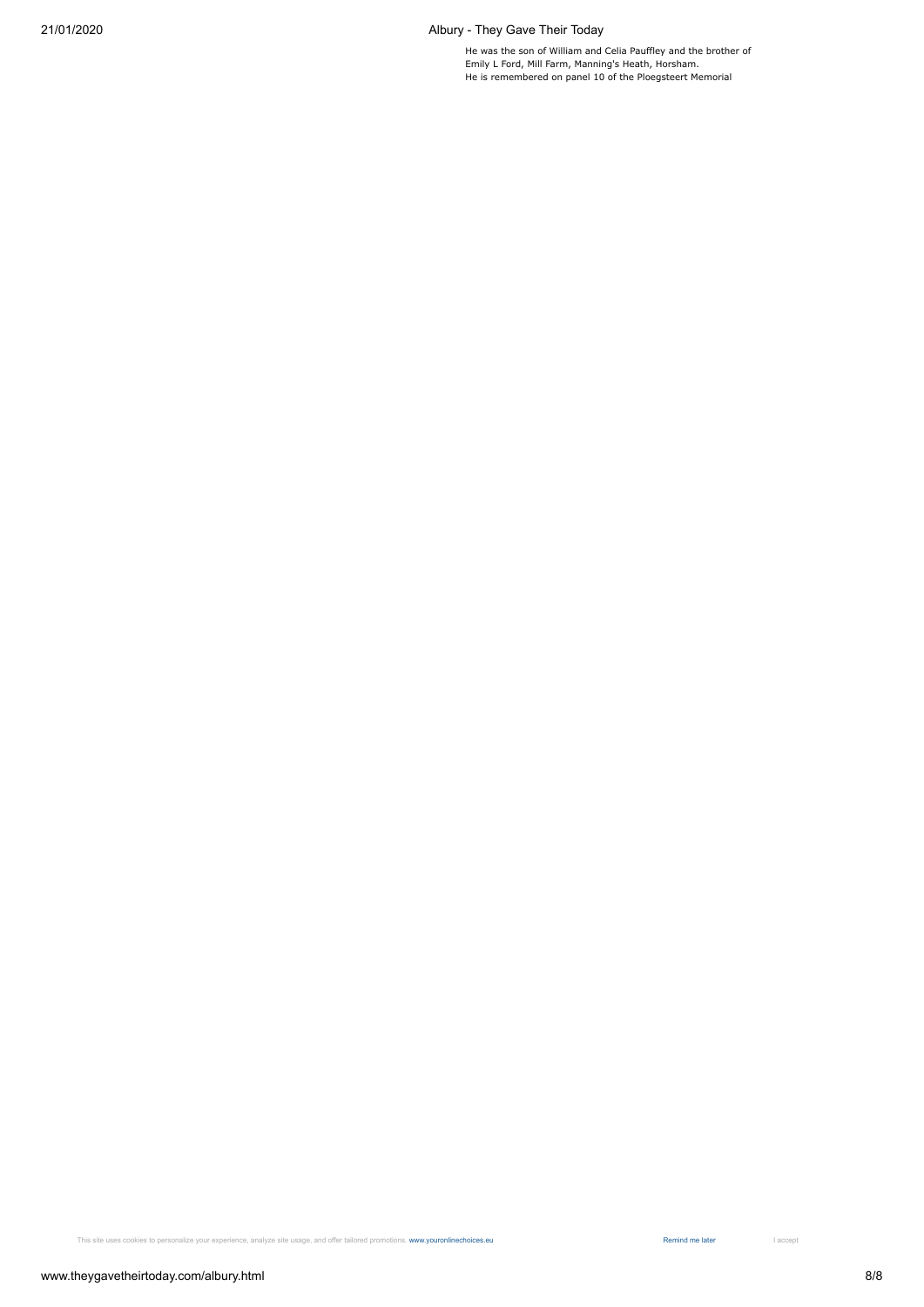He was the son of William and Celia Pauffley and the brother of Emily L Ford, Mill Farm, Manning's Heath, Horsham.
He is remembered on panel 10 of the Ploegsteert Memorial